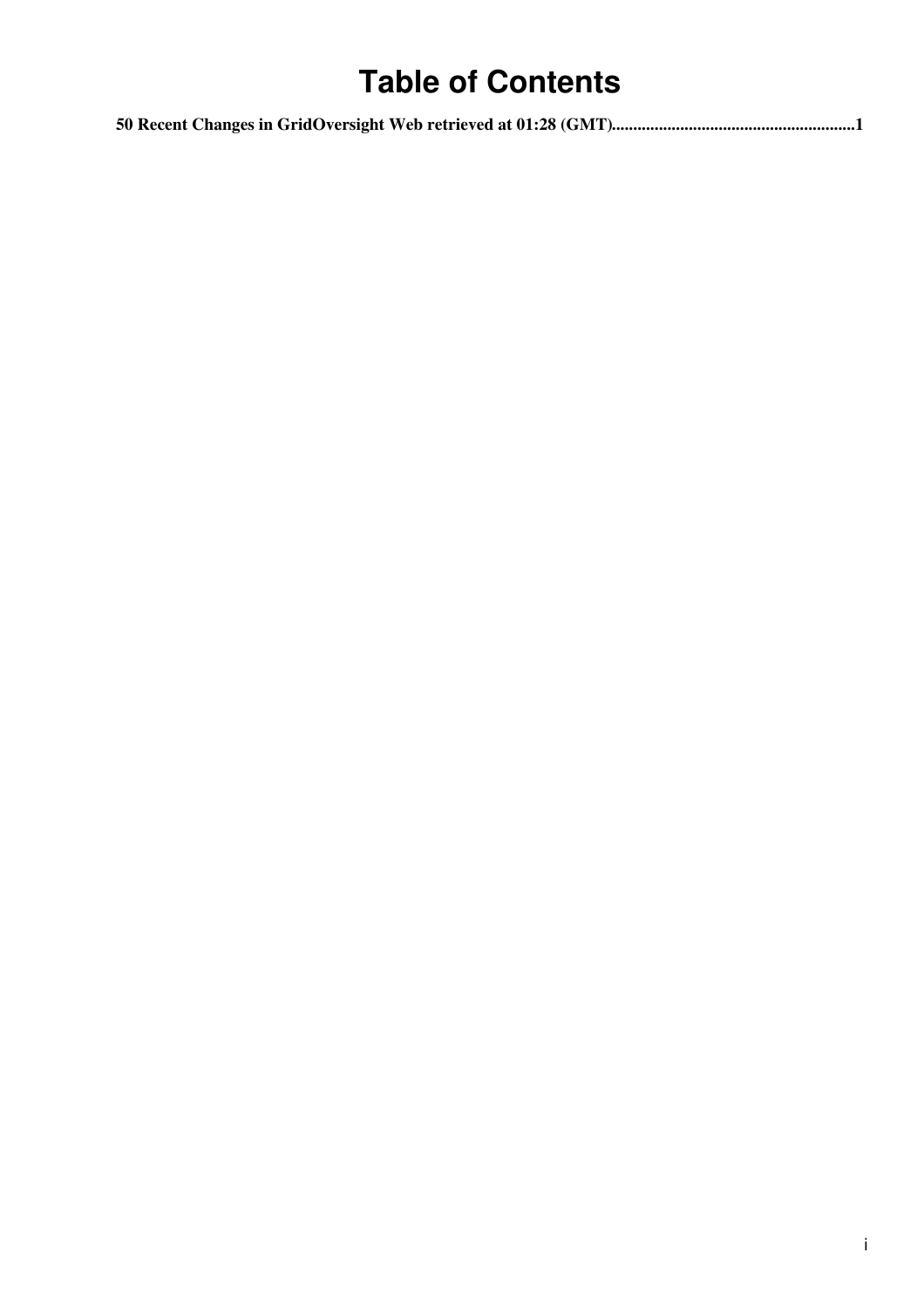# Table of Contents

**50 Recent Changes in GridOversight Web retrieved at 01:28 (GMT)........................................................1**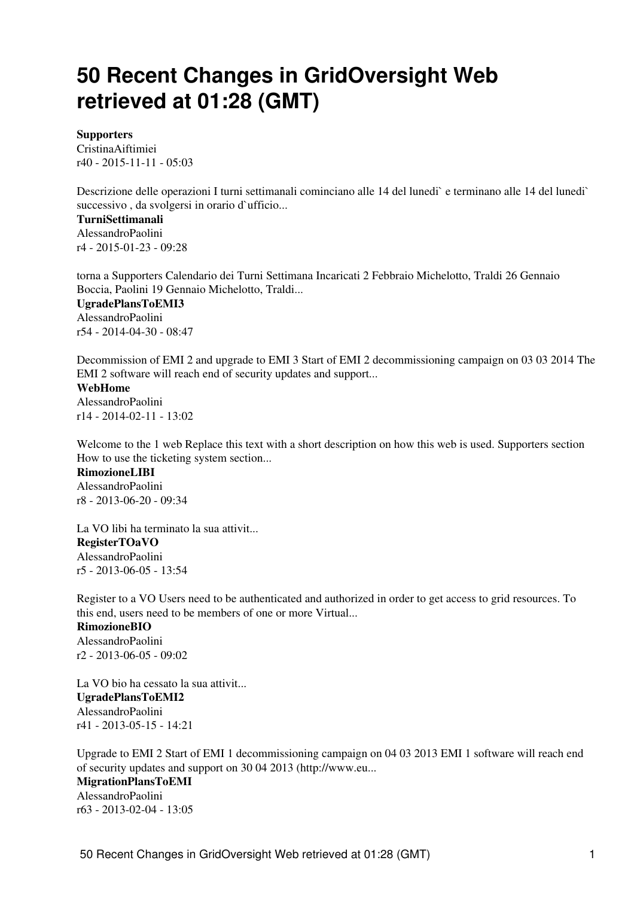# 50 Recent Changes in GridOversight Web retrieved at 01:28 (GMT)

**Supporters**
CristinaAiftimiei
r40 - 2015-11-11 - 05:03

Descrizione delle operazioni I turni settimanali cominciano alle 14 del lunedi` e terminano alle 14 del lunedi` successivo , da svolgersi in orario d`ufficio...

**TurniSettimanali**
AlessandroPaolini
r4 - 2015-01-23 - 09:28

torna a Supporters Calendario dei Turni Settimana Incaricati 2 Febbraio Michelotto, Traldi 26 Gennaio Boccia, Paolini 19 Gennaio Michelotto, Traldi...

**UgradePlansToEMI3**
AlessandroPaolini
r54 - 2014-04-30 - 08:47

Decommission of EMI 2 and upgrade to EMI 3 Start of EMI 2 decommissioning campaign on 03 03 2014 The EMI 2 software will reach end of security updates and support...

**WebHome**
AlessandroPaolini
r14 - 2014-02-11 - 13:02

Welcome to the 1 web Replace this text with a short description on how this web is used. Supporters section How to use the ticketing system section...

**RimozioneLIBI**
AlessandroPaolini
r8 - 2013-06-20 - 09:34

La VO libi ha terminato la sua attivit...

**RegisterTOaVO**
AlessandroPaolini
r5 - 2013-06-05 - 13:54

Register to a VO Users need to be authenticated and authorized in order to get access to grid resources. To this end, users need to be members of one or more Virtual...

**RimozioneBIO**
AlessandroPaolini
r2 - 2013-06-05 - 09:02

La VO bio ha cessato la sua attivit...

**UgradePlansToEMI2**
AlessandroPaolini
r41 - 2013-05-15 - 14:21

Upgrade to EMI 2 Start of EMI 1 decommissioning campaign on 04 03 2013 EMI 1 software will reach end of security updates and support on 30 04 2013 (http://www.eu...

**MigrationPlansToEMI**
AlessandroPaolini
r63 - 2013-02-04 - 13:05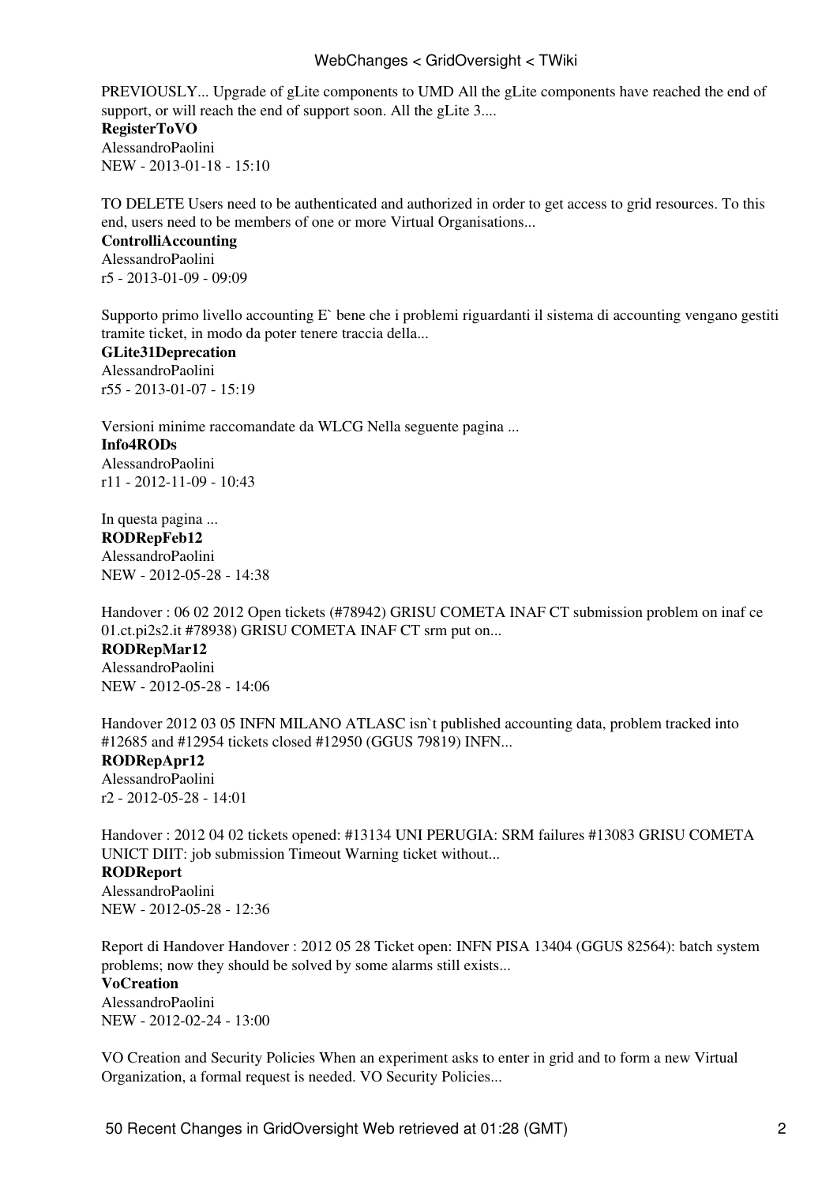PREVIOUSLY... Upgrade of gLite components to UMD All the gLite components have reached the end of support, or will reach the end of support soon. All the gLite 3....

**RegisterToVO**
AlessandroPaolini
NEW - 2013-01-18 - 15:10

TO DELETE Users need to be authenticated and authorized in order to get access to grid resources. To this end, users need to be members of one or more Virtual Organisations...

**ControlliAccounting**
AlessandroPaolini
r5 - 2013-01-09 - 09:09

Supporto primo livello accounting E` bene che i problemi riguardanti il sistema di accounting vengano gestiti tramite ticket, in modo da poter tenere traccia della...

**GLite31Deprecation**
AlessandroPaolini
r55 - 2013-01-07 - 15:19

Versioni minime raccomandate da WLCG Nella seguente pagina ...

**Info4RODs**
AlessandroPaolini
r11 - 2012-11-09 - 10:43

In questa pagina ...

**RODRepFeb12**
AlessandroPaolini
NEW - 2012-05-28 - 14:38

Handover : 06 02 2012 Open tickets (#78942) GRISU COMETA INAF CT submission problem on inaf ce 01.ct.pi2s2.it #78938) GRISU COMETA INAF CT srm put on...

**RODRepMar12**
AlessandroPaolini
NEW - 2012-05-28 - 14:06

Handover 2012 03 05 INFN MILANO ATLASC isn`t published accounting data, problem tracked into #12685 and #12954 tickets closed #12950 (GGUS 79819) INFN...

**RODRepApr12**
AlessandroPaolini
r2 - 2012-05-28 - 14:01

Handover : 2012 04 02 tickets opened: #13134 UNI PERUGIA: SRM failures #13083 GRISU COMETA UNICT DIIT: job submission Timeout Warning ticket without...

**RODReport**
AlessandroPaolini
NEW - 2012-05-28 - 12:36

Report di Handover Handover : 2012 05 28 Ticket open: INFN PISA 13404 (GGUS 82564): batch system problems; now they should be solved by some alarms still exists...

**VoCreation**
AlessandroPaolini
NEW - 2012-02-24 - 13:00

VO Creation and Security Policies When an experiment asks to enter in grid and to form a new Virtual Organization, a formal request is needed. VO Security Policies...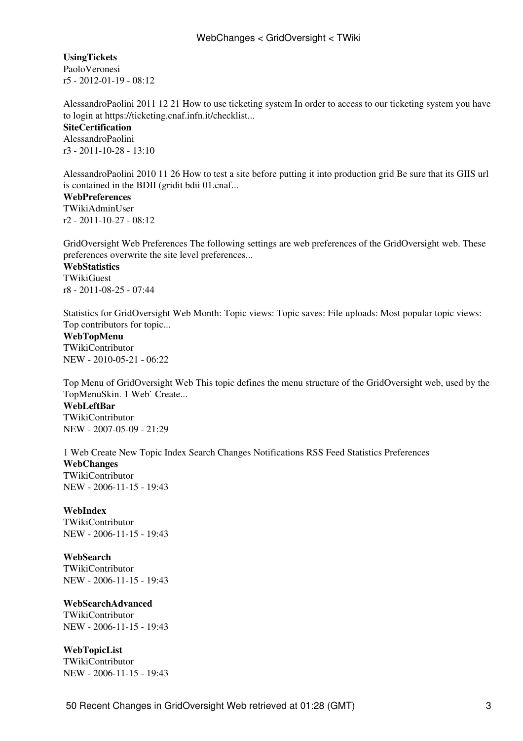**UsingTickets**
PaoloVeronesi
r5 - 2012-01-19 - 08:12

AlessandroPaolini 2011 12 21 How to use ticketing system In order to access to our ticketing system you have to login at https://ticketing.cnaf.infn.it/checklist...

**SiteCertification**
AlessandroPaolini
r3 - 2011-10-28 - 13:10

AlessandroPaolini 2010 11 26 How to test a site before putting it into production grid Be sure that its GIIS url is contained in the BDII (gridit bdii 01.cnaf...

**WebPreferences**
TWikiAdminUser
r2 - 2011-10-27 - 08:12

GridOversight Web Preferences The following settings are web preferences of the GridOversight web. These preferences overwrite the site level preferences...

**WebStatistics**
TWikiGuest
r8 - 2011-08-25 - 07:44

Statistics for GridOversight Web Month: Topic views: Topic saves: File uploads: Most popular topic views: Top contributors for topic...

**WebTopMenu**
TWikiContributor
NEW - 2010-05-21 - 06:22

Top Menu of GridOversight Web This topic defines the menu structure of the GridOversight web, used by the TopMenuSkin. 1 Web` Create...

**WebLeftBar**
TWikiContributor
NEW - 2007-05-09 - 21:29

1 Web Create New Topic Index Search Changes Notifications RSS Feed Statistics Preferences

**WebChanges**
TWikiContributor
NEW - 2006-11-15 - 19:43

**WebIndex**
TWikiContributor
NEW - 2006-11-15 - 19:43

**WebSearch**
TWikiContributor
NEW - 2006-11-15 - 19:43

**WebSearchAdvanced**
TWikiContributor
NEW - 2006-11-15 - 19:43

**WebTopicList**
TWikiContributor
NEW - 2006-11-15 - 19:43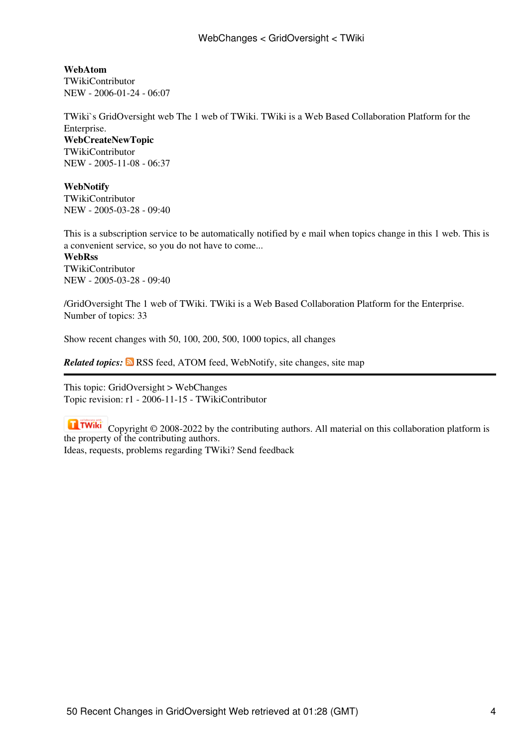**WebAtom**
TWikiContributor
NEW - 2006-01-24 - 06:07

TWiki`s GridOversight web The 1 web of TWiki. TWiki is a Web Based Collaboration Platform for the Enterprise.
**WebCreateNewTopic**
TWikiContributor
NEW - 2005-11-08 - 06:37

**WebNotify**
TWikiContributor
NEW - 2005-03-28 - 09:40

This is a subscription service to be automatically notified by e mail when topics change in this 1 web. This is a convenient service, so you do not have to come...
**WebRss**
TWikiContributor
NEW - 2005-03-28 - 09:40

/GridOversight The 1 web of TWiki. TWiki is a Web Based Collaboration Platform for the Enterprise.
Number of topics: 33

Show recent changes with 50, 100, 200, 500, 1000 topics, all changes

***Related topics:*** RSS feed, ATOM feed, WebNotify, site changes, site map

---

This topic: GridOversight > WebChanges
Topic revision: r1 - 2006-11-15 - TWikiContributor

Copyright © 2008-2022 by the contributing authors. All material on this collaboration platform is the property of the contributing authors.
Ideas, requests, problems regarding TWiki? Send feedback